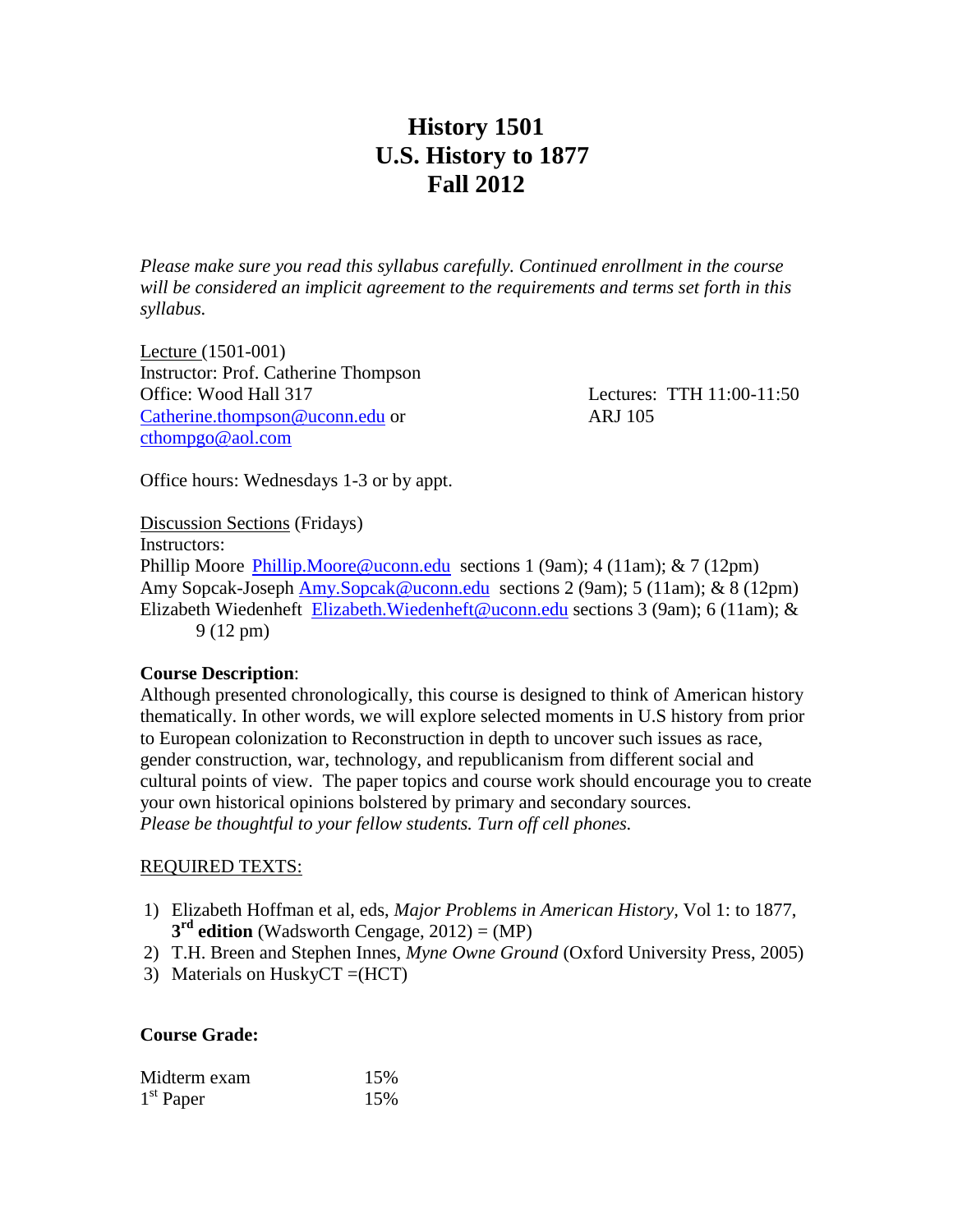# History 1501
# U.S. History to 1877
# Fall 2012

*Please make sure you read this syllabus carefully. Continued enrollment in the course will be considered an implicit agreement to the requirements and terms set forth in this syllabus.*

Lecture (1501-001)
Instructor: Prof. Catherine Thompson
Office: Wood Hall 317
Catherine.thompson@uconn.edu or
cthompgo@aol.com

Lectures: TTH 11:00-11:50
ARJ 105

Office hours: Wednesdays 1-3 or by appt.

Discussion Sections (Fridays)
Instructors:
Phillip Moore Phillip.Moore@uconn.edu sections 1 (9am); 4 (11am); & 7 (12pm)
Amy Sopcak-Joseph Amy.Sopcak@uconn.edu sections 2 (9am); 5 (11am); & 8 (12pm)
Elizabeth Wiedenheft Elizabeth.Wiedenheft@uconn.edu sections 3 (9am); 6 (11am); & 9 (12 pm)

**Course Description**:
Although presented chronologically, this course is designed to think of American history thematically. In other words, we will explore selected moments in U.S history from prior to European colonization to Reconstruction in depth to uncover such issues as race, gender construction, war, technology, and republicanism from different social and cultural points of view. The paper topics and course work should encourage you to create your own historical opinions bolstered by primary and secondary sources.
*Please be thoughtful to your fellow students. Turn off cell phones.*

REQUIRED TEXTS:

1) Elizabeth Hoffman et al, eds, *Major Problems in American History*, Vol 1: to 1877, **3rd edition** (Wadsworth Cengage, 2012) = (MP)
2) T.H. Breen and Stephen Innes, *Myne Owne Ground* (Oxford University Press, 2005)
3) Materials on HuskyCT =(HCT)

**Course Grade:**

| | |
|---|---|
| Midterm exam | 15% |
| 1st Paper | 15% |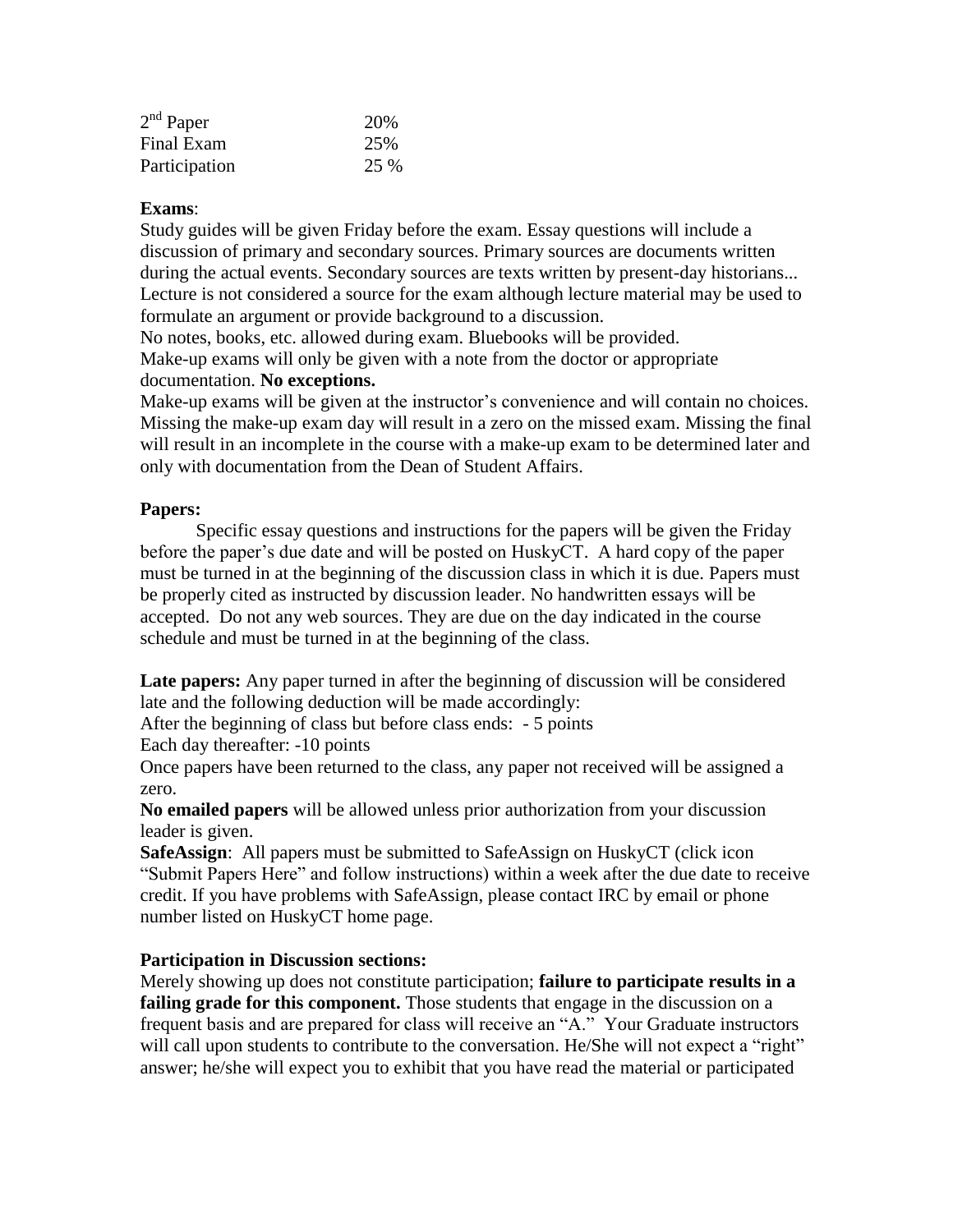| | |
|---|---|
| 2nd Paper | 20% |
| Final Exam | 25% |
| Participation | 25 % |

**Exams**:

Study guides will be given Friday before the exam. Essay questions will include a discussion of primary and secondary sources. Primary sources are documents written during the actual events. Secondary sources are texts written by present-day historians... Lecture is not considered a source for the exam although lecture material may be used to formulate an argument or provide background to a discussion.

No notes, books, etc. allowed during exam. Bluebooks will be provided.

Make-up exams will only be given with a note from the doctor or appropriate documentation. **No exceptions.**

Make-up exams will be given at the instructor's convenience and will contain no choices. Missing the make-up exam day will result in a zero on the missed exam. Missing the final will result in an incomplete in the course with a make-up exam to be determined later and only with documentation from the Dean of Student Affairs.

**Papers:**

Specific essay questions and instructions for the papers will be given the Friday before the paper's due date and will be posted on HuskyCT. A hard copy of the paper must be turned in at the beginning of the discussion class in which it is due. Papers must be properly cited as instructed by discussion leader. No handwritten essays will be accepted. Do not any web sources. They are due on the day indicated in the course schedule and must be turned in at the beginning of the class.

**Late papers:** Any paper turned in after the beginning of discussion will be considered late and the following deduction will be made accordingly:

After the beginning of class but before class ends: - 5 points

Each day thereafter: -10 points

Once papers have been returned to the class, any paper not received will be assigned a zero.

**No emailed papers** will be allowed unless prior authorization from your discussion leader is given.

**SafeAssign**: All papers must be submitted to SafeAssign on HuskyCT (click icon "Submit Papers Here" and follow instructions) within a week after the due date to receive credit. If you have problems with SafeAssign, please contact IRC by email or phone number listed on HuskyCT home page.

**Participation in Discussion sections:**

Merely showing up does not constitute participation; **failure to participate results in a failing grade for this component.** Those students that engage in the discussion on a frequent basis and are prepared for class will receive an "A." Your Graduate instructors will call upon students to contribute to the conversation. He/She will not expect a "right" answer; he/she will expect you to exhibit that you have read the material or participated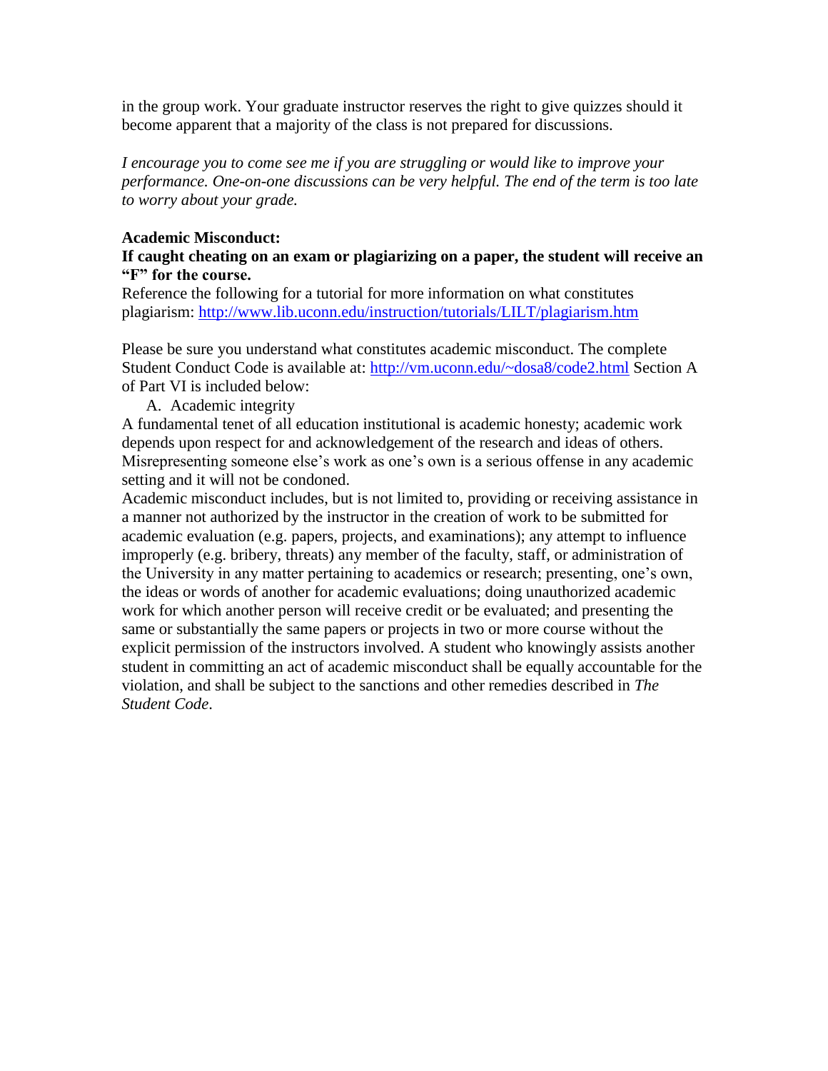in the group work. Your graduate instructor reserves the right to give quizzes should it become apparent that a majority of the class is not prepared for discussions.

*I encourage you to come see me if you are struggling or would like to improve your performance. One-on-one discussions can be very helpful. The end of the term is too late to worry about your grade.*

**Academic Misconduct:**

**If caught cheating on an exam or plagiarizing on a paper, the student will receive an "F" for the course.**

Reference the following for a tutorial for more information on what constitutes plagiarism: http://www.lib.uconn.edu/instruction/tutorials/LILT/plagiarism.htm

Please be sure you understand what constitutes academic misconduct. The complete Student Conduct Code is available at: http://vm.uconn.edu/~dosa8/code2.html Section A of Part VI is included below:

A. Academic integrity

A fundamental tenet of all education institutional is academic honesty; academic work depends upon respect for and acknowledgement of the research and ideas of others. Misrepresenting someone else's work as one's own is a serious offense in any academic setting and it will not be condoned.

Academic misconduct includes, but is not limited to, providing or receiving assistance in a manner not authorized by the instructor in the creation of work to be submitted for academic evaluation (e.g. papers, projects, and examinations); any attempt to influence improperly (e.g. bribery, threats) any member of the faculty, staff, or administration of the University in any matter pertaining to academics or research; presenting, one's own, the ideas or words of another for academic evaluations; doing unauthorized academic work for which another person will receive credit or be evaluated; and presenting the same or substantially the same papers or projects in two or more course without the explicit permission of the instructors involved. A student who knowingly assists another student in committing an act of academic misconduct shall be equally accountable for the violation, and shall be subject to the sanctions and other remedies described in *The Student Code*.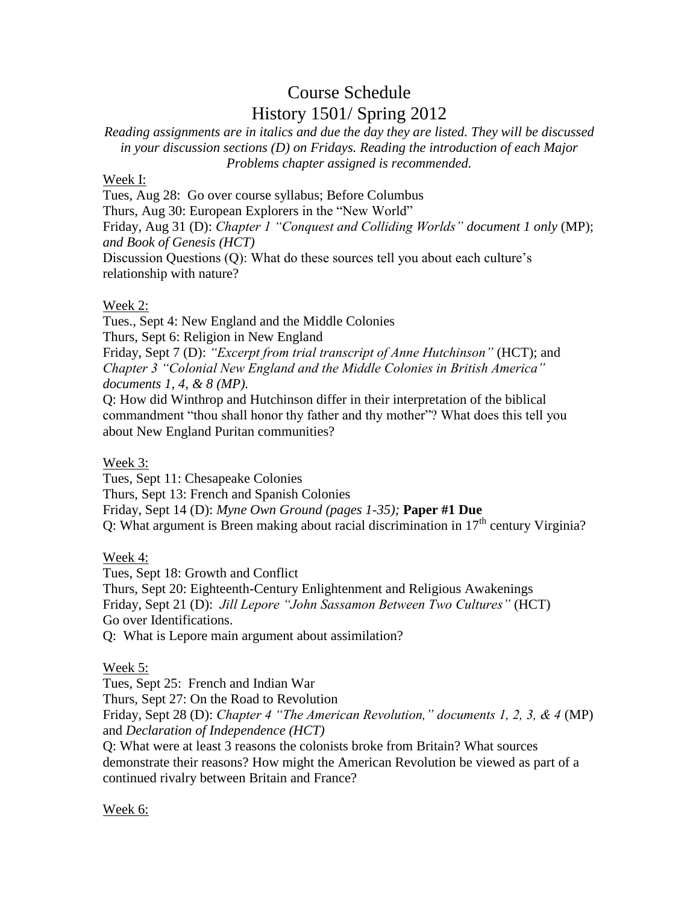# Course Schedule
# History 1501/ Spring 2012

*Reading assignments are in italics and due the day they are listed. They will be discussed in your discussion sections (D) on Fridays. Reading the introduction of each Major Problems chapter assigned is recommended.*

Week I:

Tues, Aug 28: Go over course syllabus; Before Columbus

Thurs, Aug 30: European Explorers in the "New World"

Friday, Aug 31 (D): *Chapter 1 "Conquest and Colliding Worlds" document 1 only* (MP); *and Book of Genesis (HCT)*

Discussion Questions (Q): What do these sources tell you about each culture's relationship with nature?

Week 2:

Tues., Sept 4: New England and the Middle Colonies

Thurs, Sept 6: Religion in New England

Friday, Sept 7 (D): *"Excerpt from trial transcript of Anne Hutchinson"* (HCT); and *Chapter 3 "Colonial New England and the Middle Colonies in British America" documents 1, 4, & 8 (MP).*

Q: How did Winthrop and Hutchinson differ in their interpretation of the biblical commandment "thou shall honor thy father and thy mother"? What does this tell you about New England Puritan communities?

Week 3:

Tues, Sept 11: Chesapeake Colonies

Thurs, Sept 13: French and Spanish Colonies

Friday, Sept 14 (D): *Myne Own Ground (pages 1-35);* **Paper #1 Due**

Q: What argument is Breen making about racial discrimination in 17th century Virginia?

Week 4:

Tues, Sept 18: Growth and Conflict

Thurs, Sept 20: Eighteenth-Century Enlightenment and Religious Awakenings

Friday, Sept 21 (D): *Jill Lepore "John Sassamon Between Two Cultures"* (HCT)

Go over Identifications.

Q: What is Lepore main argument about assimilation?

Week 5:

Tues, Sept 25: French and Indian War

Thurs, Sept 27: On the Road to Revolution

Friday, Sept 28 (D): *Chapter 4 "The American Revolution," documents 1, 2, 3, & 4* (MP) and *Declaration of Independence (HCT)*

Q: What were at least 3 reasons the colonists broke from Britain? What sources demonstrate their reasons? How might the American Revolution be viewed as part of a continued rivalry between Britain and France?

Week 6: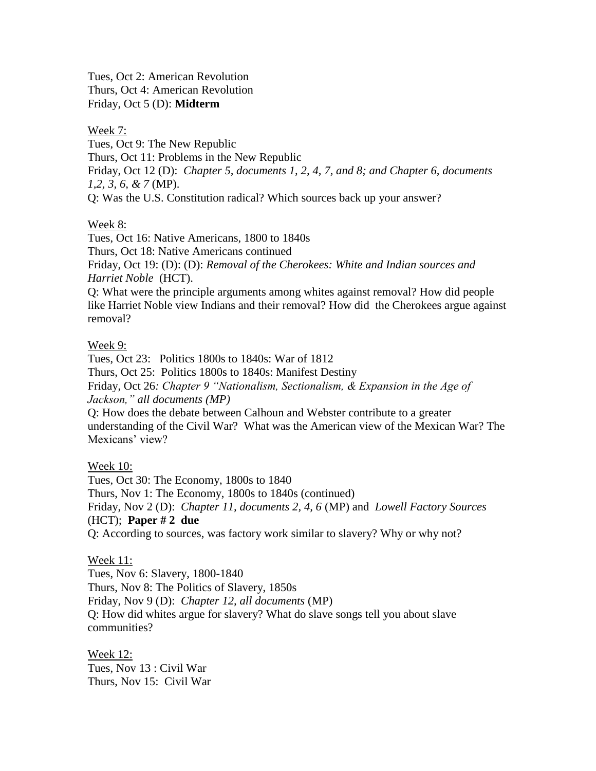Tues, Oct 2: American Revolution
Thurs, Oct 4: American Revolution
Friday, Oct 5 (D): **Midterm**

Week 7:
Tues, Oct 9: The New Republic
Thurs, Oct 11: Problems in the New Republic
Friday, Oct 12 (D): *Chapter 5, documents 1, 2, 4, 7, and 8; and Chapter 6, documents 1,2, 3, 6, & 7* (MP).
Q: Was the U.S. Constitution radical? Which sources back up your answer?

Week 8:
Tues, Oct 16: Native Americans, 1800 to 1840s
Thurs, Oct 18: Native Americans continued
Friday, Oct 19: (D): (D): *Removal of the Cherokees: White and Indian sources and Harriet Noble* (HCT).
Q: What were the principle arguments among whites against removal? How did people like Harriet Noble view Indians and their removal? How did the Cherokees argue against removal?

Week 9:
Tues, Oct 23: Politics 1800s to 1840s: War of 1812
Thurs, Oct 25: Politics 1800s to 1840s: Manifest Destiny
Friday, Oct 26*: Chapter 9 "Nationalism, Sectionalism, & Expansion in the Age of Jackson," all documents (MP)*
Q: How does the debate between Calhoun and Webster contribute to a greater understanding of the Civil War? What was the American view of the Mexican War? The Mexicans' view?

Week 10:
Tues, Oct 30: The Economy, 1800s to 1840
Thurs, Nov 1: The Economy, 1800s to 1840s (continued)
Friday, Nov 2 (D): *Chapter 11, documents 2, 4, 6* (MP) and *Lowell Factory Sources* (HCT); **Paper # 2 due**
Q: According to sources, was factory work similar to slavery? Why or why not?

Week 11:
Tues, Nov 6: Slavery, 1800-1840
Thurs, Nov 8: The Politics of Slavery, 1850s
Friday, Nov 9 (D): *Chapter 12, all documents* (MP)
Q: How did whites argue for slavery? What do slave songs tell you about slave communities?

Week 12:
Tues, Nov 13 : Civil War
Thurs, Nov 15: Civil War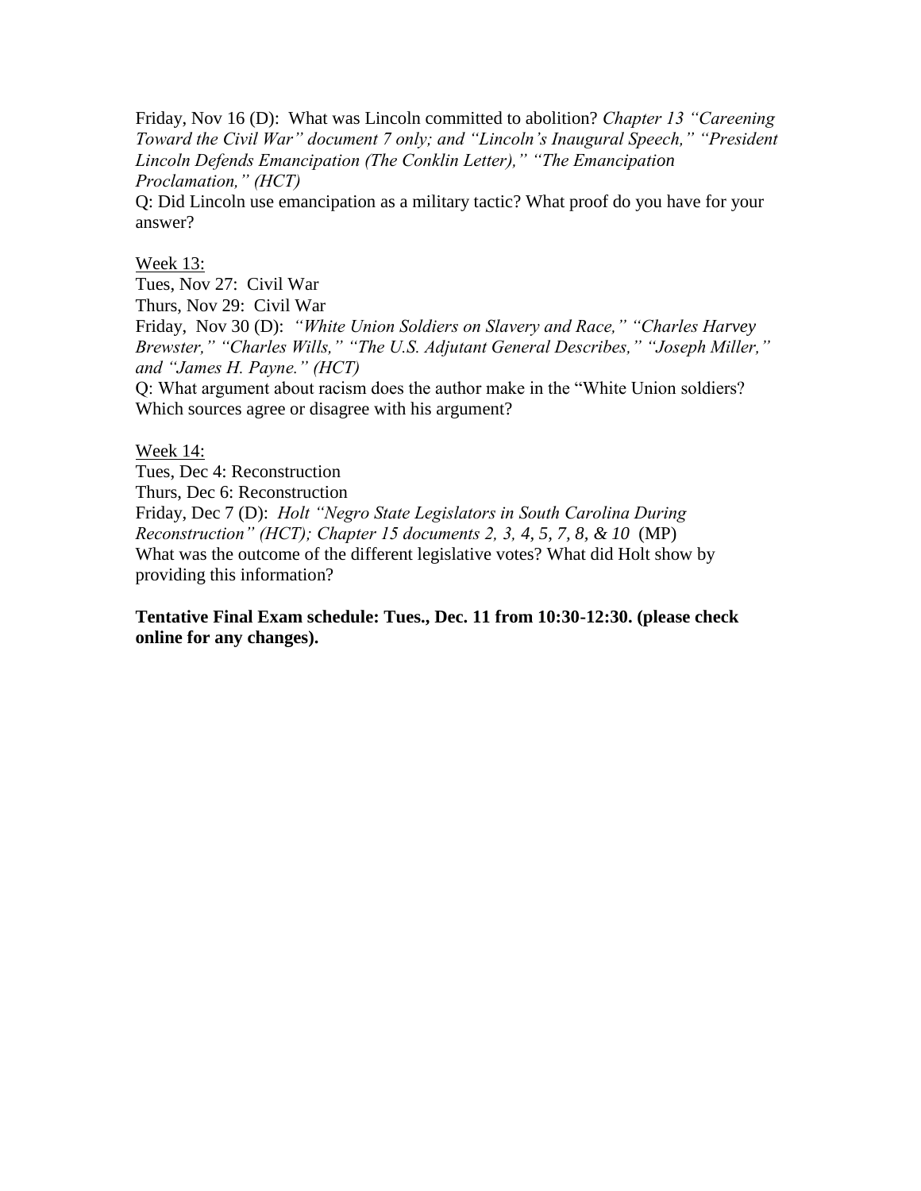Friday, Nov 16 (D): What was Lincoln committed to abolition? *Chapter 13 "Careening Toward the Civil War" document 7 only; and "Lincoln's Inaugural Speech," "President Lincoln Defends Emancipation (The Conklin Letter)," "The Emancipation Proclamation," (HCT)*

Q: Did Lincoln use emancipation as a military tactic? What proof do you have for your answer?

Week 13:

Tues, Nov 27: Civil War

Thurs, Nov 29: Civil War

Friday, Nov 30 (D): *"White Union Soldiers on Slavery and Race," "Charles Harvey Brewster," "Charles Wills," "The U.S. Adjutant General Describes," "Joseph Miller," and "James H. Payne." (HCT)*

Q: What argument about racism does the author make in the "White Union soldiers? Which sources agree or disagree with his argument?

Week 14:

Tues, Dec 4: Reconstruction

Thurs, Dec 6: Reconstruction

Friday, Dec 7 (D): *Holt "Negro State Legislators in South Carolina During Reconstruction" (HCT); Chapter 15 documents 2, 3, 4, 5, 7, 8, & 10* (MP)

What was the outcome of the different legislative votes? What did Holt show by providing this information?

**Tentative Final Exam schedule: Tues., Dec. 11 from 10:30-12:30. (please check online for any changes).**